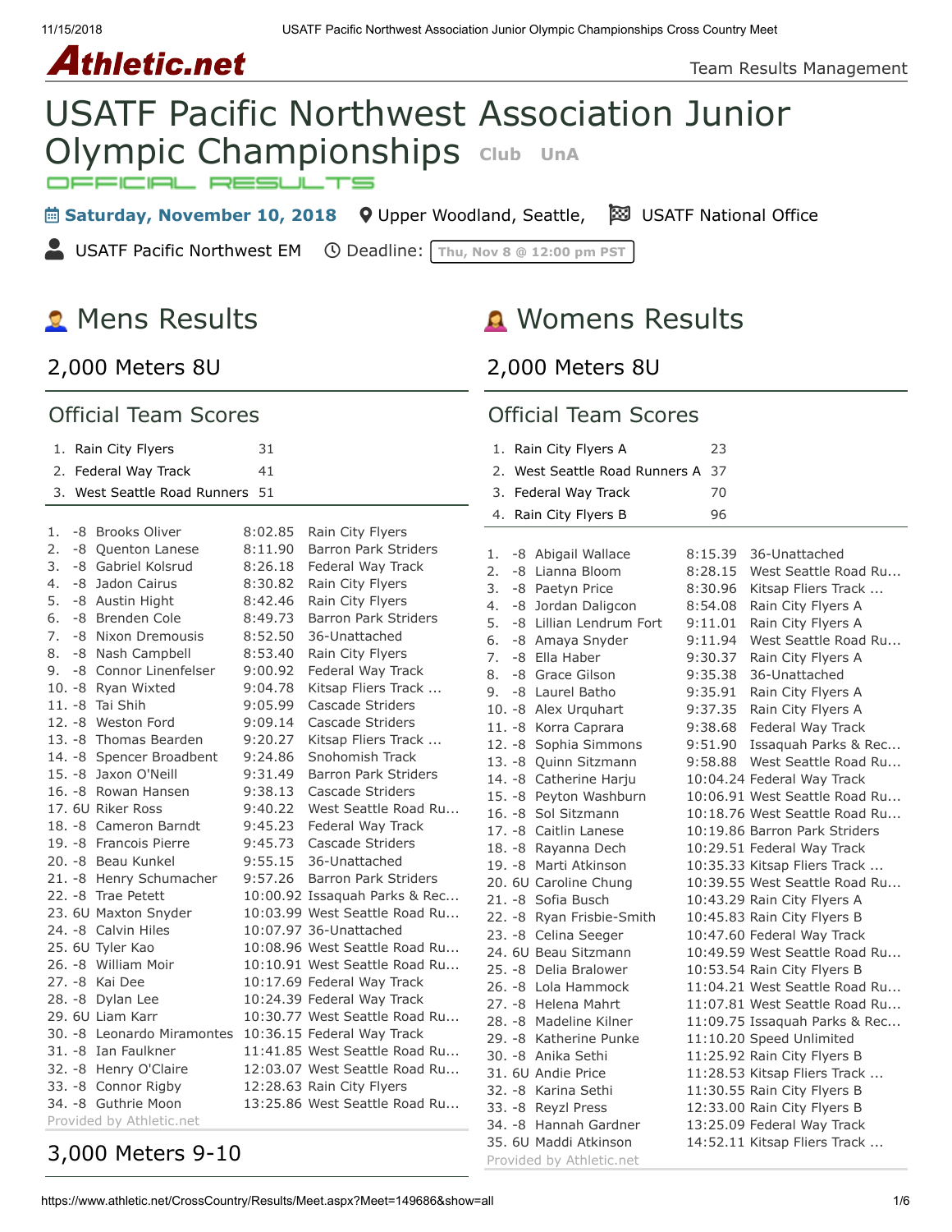Athletic.net

Team Results Management

# USATF Pacific Northwest Association Junior Olympic Championships

Club UnA

OFFICIAL RESULTS

**Saturday, November 10, 2018** Upper Woodland, Seattle, USATF National Office

USATF Pacific Northwest EM Deadline: Thu, Nov 8 @ 12:00 pm PST

## Mens Results

### 2,000 Meters 8U

#### Official Team Scores

| Place | Team | Score |
|---|---|---|
| 1. | Rain City Flyers | 31 |
| 2. | Federal Way Track | 41 |
| 3. | West Seattle Road Runners | 51 |

| Place | Grade | Name | Time | Team |
|---|---|---|---|---|
| 1. | -8 | Brooks Oliver | 8:02.85 | Rain City Flyers |
| 2. | -8 | Quenton Lanese | 8:11.90 | Barron Park Striders |
| 3. | -8 | Gabriel Kolsrud | 8:26.18 | Federal Way Track |
| 4. | -8 | Jadon Cairus | 8:30.82 | Rain City Flyers |
| 5. | -8 | Austin Hight | 8:42.46 | Rain City Flyers |
| 6. | -8 | Brenden Cole | 8:49.73 | Barron Park Striders |
| 7. | -8 | Nixon Dremousis | 8:52.50 | 36-Unattached |
| 8. | -8 | Nash Campbell | 8:53.40 | Rain City Flyers |
| 9. | -8 | Connor Linenfelser | 9:00.92 | Federal Way Track |
| 10. | -8 | Ryan Wixted | 9:04.78 | Kitsap Fliers Track ... |
| 11. | -8 | Tai Shih | 9:05.99 | Cascade Striders |
| 12. | -8 | Weston Ford | 9:09.14 | Cascade Striders |
| 13. | -8 | Thomas Bearden | 9:20.27 | Kitsap Fliers Track ... |
| 14. | -8 | Spencer Broadbent | 9:24.86 | Snohomish Track |
| 15. | -8 | Jaxon O'Neill | 9:31.49 | Barron Park Striders |
| 16. | -8 | Rowan Hansen | 9:38.13 | Cascade Striders |
| 17. | 6U | Riker Ross | 9:40.22 | West Seattle Road Ru... |
| 18. | -8 | Cameron Barndt | 9:45.23 | Federal Way Track |
| 19. | -8 | Francois Pierre | 9:45.73 | Cascade Striders |
| 20. | -8 | Beau Kunkel | 9:55.15 | 36-Unattached |
| 21. | -8 | Henry Schumacher | 9:57.26 | Barron Park Striders |
| 22. | -8 | Trae Petett | 10:00.92 | Issaquah Parks & Rec... |
| 23. | 6U | Maxton Snyder | 10:03.99 | West Seattle Road Ru... |
| 24. | -8 | Calvin Hiles | 10:07.97 | 36-Unattached |
| 25. | 6U | Tyler Kao | 10:08.96 | West Seattle Road Ru... |
| 26. | -8 | William Moir | 10:10.91 | West Seattle Road Ru... |
| 27. | -8 | Kai Dee | 10:17.69 | Federal Way Track |
| 28. | -8 | Dylan Lee | 10:24.39 | Federal Way Track |
| 29. | 6U | Liam Karr | 10:30.77 | West Seattle Road Ru... |
| 30. | -8 | Leonardo Miramontes | 10:36.15 | Federal Way Track |
| 31. | -8 | Ian Faulkner | 11:41.85 | West Seattle Road Ru... |
| 32. | -8 | Henry O'Claire | 12:03.07 | West Seattle Road Ru... |
| 33. | -8 | Connor Rigby | 12:28.63 | Rain City Flyers |
| 34. | -8 | Guthrie Moon | 13:25.86 | West Seattle Road Ru... |

Provided by Athletic.net

### 3,000 Meters 9-10

## Womens Results

### 2,000 Meters 8U

#### Official Team Scores

| Place | Team | Score |
|---|---|---|
| 1. | Rain City Flyers A | 23 |
| 2. | West Seattle Road Runners A | 37 |
| 3. | Federal Way Track | 70 |
| 4. | Rain City Flyers B | 96 |

| Place | Grade | Name | Time | Team |
|---|---|---|---|---|
| 1. | -8 | Abigail Wallace | 8:15.39 | 36-Unattached |
| 2. | -8 | Lianna Bloom | 8:28.15 | West Seattle Road Ru... |
| 3. | -8 | Paetyn Price | 8:30.96 | Kitsap Fliers Track ... |
| 4. | -8 | Jordan Daligcon | 8:54.08 | Rain City Flyers A |
| 5. | -8 | Lillian Lendrum Fort | 9:11.01 | Rain City Flyers A |
| 6. | -8 | Amaya Snyder | 9:11.94 | West Seattle Road Ru... |
| 7. | -8 | Ella Haber | 9:30.37 | Rain City Flyers A |
| 8. | -8 | Grace Gilson | 9:35.38 | 36-Unattached |
| 9. | -8 | Laurel Batho | 9:35.91 | Rain City Flyers A |
| 10. | -8 | Alex Urquhart | 9:37.35 | Rain City Flyers A |
| 11. | -8 | Korra Caprara | 9:38.68 | Federal Way Track |
| 12. | -8 | Sophia Simmons | 9:51.90 | Issaquah Parks & Rec... |
| 13. | -8 | Quinn Sitzmann | 9:58.88 | West Seattle Road Ru... |
| 14. | -8 | Catherine Harju | 10:04.24 | Federal Way Track |
| 15. | -8 | Peyton Washburn | 10:06.91 | West Seattle Road Ru... |
| 16. | -8 | Sol Sitzmann | 10:18.76 | West Seattle Road Ru... |
| 17. | -8 | Caitlin Lanese | 10:19.86 | Barron Park Striders |
| 18. | -8 | Rayanna Dech | 10:29.51 | Federal Way Track |
| 19. | -8 | Marti Atkinson | 10:35.33 | Kitsap Fliers Track ... |
| 20. | 6U | Caroline Chung | 10:39.55 | West Seattle Road Ru... |
| 21. | -8 | Sofia Busch | 10:43.29 | Rain City Flyers A |
| 22. | -8 | Ryan Frisbie-Smith | 10:45.83 | Rain City Flyers B |
| 23. | -8 | Celina Seeger | 10:47.60 | Federal Way Track |
| 24. | 6U | Beau Sitzmann | 10:49.59 | West Seattle Road Ru... |
| 25. | -8 | Delia Bralower | 10:53.54 | Rain City Flyers B |
| 26. | -8 | Lola Hammock | 11:04.21 | West Seattle Road Ru... |
| 27. | -8 | Helena Mahrt | 11:07.81 | West Seattle Road Ru... |
| 28. | -8 | Madeline Kilner | 11:09.75 | Issaquah Parks & Rec... |
| 29. | -8 | Katherine Punke | 11:10.20 | Speed Unlimited |
| 30. | -8 | Anika Sethi | 11:25.92 | Rain City Flyers B |
| 31. | 6U | Andie Price | 11:28.53 | Kitsap Fliers Track ... |
| 32. | -8 | Karina Sethi | 11:30.55 | Rain City Flyers B |
| 33. | -8 | Reyzl Press | 12:33.00 | Rain City Flyers B |
| 34. | -8 | Hannah Gardner | 13:25.09 | Federal Way Track |
| 35. | 6U | Maddi Atkinson | 14:52.11 | Kitsap Fliers Track ... |

Provided by Athletic.net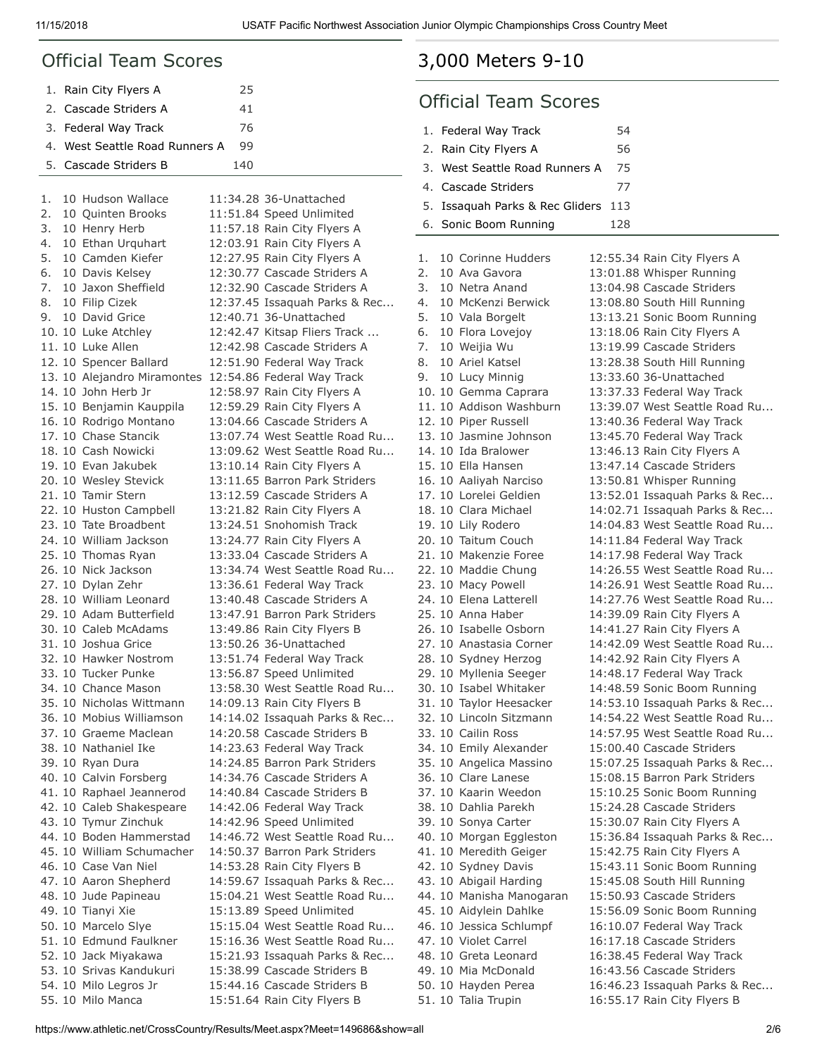## Official Team Scores

1. Rain City Flyers A 25
2. Cascade Striders A 41
3. Federal Way Track 76
4. West Seattle Road Runners A 99
5. Cascade Striders B 140

| Place | Grade | Name | Time | Team |
|---|---|---|---|---|
| 1. | 10 | Hudson Wallace | 11:34.28 | 36-Unattached |
| 2. | 10 | Quinten Brooks | 11:51.84 | Speed Unlimited |
| 3. | 10 | Henry Herb | 11:57.18 | Rain City Flyers A |
| 4. | 10 | Ethan Urquhart | 12:03.91 | Rain City Flyers A |
| 5. | 10 | Camden Kiefer | 12:27.95 | Rain City Flyers A |
| 6. | 10 | Davis Kelsey | 12:30.77 | Cascade Striders A |
| 7. | 10 | Jaxon Sheffield | 12:32.90 | Cascade Striders A |
| 8. | 10 | Filip Cizek | 12:37.45 | Issaquah Parks & Rec... |
| 9. | 10 | David Grice | 12:40.71 | 36-Unattached |
| 10. | 10 | Luke Atchley | 12:42.47 | Kitsap Fliers Track ... |
| 11. | 10 | Luke Allen | 12:42.98 | Cascade Striders A |
| 12. | 10 | Spencer Ballard | 12:51.90 | Federal Way Track |
| 13. | 10 | Alejandro Miramontes | 12:54.86 | Federal Way Track |
| 14. | 10 | John Herb Jr | 12:58.97 | Rain City Flyers A |
| 15. | 10 | Benjamin Kauppila | 12:59.29 | Rain City Flyers A |
| 16. | 10 | Rodrigo Montano | 13:04.66 | Cascade Striders A |
| 17. | 10 | Chase Stancik | 13:07.74 | West Seattle Road Ru... |
| 18. | 10 | Cash Nowicki | 13:09.62 | West Seattle Road Ru... |
| 19. | 10 | Evan Jakubek | 13:10.14 | Rain City Flyers A |
| 20. | 10 | Wesley Stevick | 13:11.65 | Barron Park Striders |
| 21. | 10 | Tamir Stern | 13:12.59 | Cascade Striders A |
| 22. | 10 | Huston Campbell | 13:21.82 | Rain City Flyers A |
| 23. | 10 | Tate Broadbent | 13:24.51 | Snohomish Track |
| 24. | 10 | William Jackson | 13:24.77 | Rain City Flyers A |
| 25. | 10 | Thomas Ryan | 13:33.04 | Cascade Striders A |
| 26. | 10 | Nick Jackson | 13:34.74 | West Seattle Road Ru... |
| 27. | 10 | Dylan Zehr | 13:36.61 | Federal Way Track |
| 28. | 10 | William Leonard | 13:40.48 | Cascade Striders A |
| 29. | 10 | Adam Butterfield | 13:47.91 | Barron Park Striders |
| 30. | 10 | Caleb McAdams | 13:49.86 | Rain City Flyers B |
| 31. | 10 | Joshua Grice | 13:50.26 | 36-Unattached |
| 32. | 10 | Hawker Nostrom | 13:51.74 | Federal Way Track |
| 33. | 10 | Tucker Punke | 13:56.87 | Speed Unlimited |
| 34. | 10 | Chance Mason | 13:58.30 | West Seattle Road Ru... |
| 35. | 10 | Nicholas Wittmann | 14:09.13 | Rain City Flyers B |
| 36. | 10 | Mobius Williamson | 14:14.02 | Issaquah Parks & Rec... |
| 37. | 10 | Graeme Maclean | 14:20.58 | Cascade Striders B |
| 38. | 10 | Nathaniel Ike | 14:23.63 | Federal Way Track |
| 39. | 10 | Ryan Dura | 14:24.85 | Barron Park Striders |
| 40. | 10 | Calvin Forsberg | 14:34.76 | Cascade Striders A |
| 41. | 10 | Raphael Jeannerod | 14:40.84 | Cascade Striders B |
| 42. | 10 | Caleb Shakespeare | 14:42.06 | Federal Way Track |
| 43. | 10 | Tymur Zinchuk | 14:42.96 | Speed Unlimited |
| 44. | 10 | Boden Hammerstad | 14:46.72 | West Seattle Road Ru... |
| 45. | 10 | William Schumacher | 14:50.37 | Barron Park Striders |
| 46. | 10 | Case Van Niel | 14:53.28 | Rain City Flyers B |
| 47. | 10 | Aaron Shepherd | 14:59.67 | Issaquah Parks & Rec... |
| 48. | 10 | Jude Papineau | 15:04.21 | West Seattle Road Ru... |
| 49. | 10 | Tianyi Xie | 15:13.89 | Speed Unlimited |
| 50. | 10 | Marcelo Slye | 15:15.04 | West Seattle Road Ru... |
| 51. | 10 | Edmund Faulkner | 15:16.36 | West Seattle Road Ru... |
| 52. | 10 | Jack Miyakawa | 15:21.93 | Issaquah Parks & Rec... |
| 53. | 10 | Srivas Kandukuri | 15:38.99 | Cascade Striders B |
| 54. | 10 | Milo Legros Jr | 15:44.16 | Cascade Striders B |
| 55. | 10 | Milo Manca | 15:51.64 | Rain City Flyers B |

# 3,000 Meters 9-10

## Official Team Scores

1. Federal Way Track 54
2. Rain City Flyers A 56
3. West Seattle Road Runners A 75
4. Cascade Striders 77
5. Issaquah Parks & Rec Gliders 113
6. Sonic Boom Running 128

| Place | Grade | Name | Time | Team |
|---|---|---|---|---|
| 1. | 10 | Corinne Hudders | 12:55.34 | Rain City Flyers A |
| 2. | 10 | Ava Gavora | 13:01.88 | Whisper Running |
| 3. | 10 | Netra Anand | 13:04.98 | Cascade Striders |
| 4. | 10 | McKenzi Berwick | 13:08.80 | South Hill Running |
| 5. | 10 | Vala Borgelt | 13:13.21 | Sonic Boom Running |
| 6. | 10 | Flora Lovejoy | 13:18.06 | Rain City Flyers A |
| 7. | 10 | Weijia Wu | 13:19.99 | Cascade Striders |
| 8. | 10 | Ariel Katsel | 13:28.38 | South Hill Running |
| 9. | 10 | Lucy Minnig | 13:33.60 | 36-Unattached |
| 10. | 10 | Gemma Caprara | 13:37.33 | Federal Way Track |
| 11. | 10 | Addison Washburn | 13:39.07 | West Seattle Road Ru... |
| 12. | 10 | Piper Russell | 13:40.36 | Federal Way Track |
| 13. | 10 | Jasmine Johnson | 13:45.70 | Federal Way Track |
| 14. | 10 | Ida Bralower | 13:46.13 | Rain City Flyers A |
| 15. | 10 | Ella Hansen | 13:47.14 | Cascade Striders |
| 16. | 10 | Aaliyah Narciso | 13:50.81 | Whisper Running |
| 17. | 10 | Lorelei Geldien | 13:52.01 | Issaquah Parks & Rec... |
| 18. | 10 | Clara Michael | 14:02.71 | Issaquah Parks & Rec... |
| 19. | 10 | Lily Rodero | 14:04.83 | West Seattle Road Ru... |
| 20. | 10 | Taitum Couch | 14:11.84 | Federal Way Track |
| 21. | 10 | Makenzie Foree | 14:17.98 | Federal Way Track |
| 22. | 10 | Maddie Chung | 14:26.55 | West Seattle Road Ru... |
| 23. | 10 | Macy Powell | 14:26.91 | West Seattle Road Ru... |
| 24. | 10 | Elena Latterell | 14:27.76 | West Seattle Road Ru... |
| 25. | 10 | Anna Haber | 14:39.09 | Rain City Flyers A |
| 26. | 10 | Isabelle Osborn | 14:41.27 | Rain City Flyers A |
| 27. | 10 | Anastasia Corner | 14:42.09 | West Seattle Road Ru... |
| 28. | 10 | Sydney Herzog | 14:42.92 | Rain City Flyers A |
| 29. | 10 | Myllenia Seeger | 14:48.17 | Federal Way Track |
| 30. | 10 | Isabel Whitaker | 14:48.59 | Sonic Boom Running |
| 31. | 10 | Taylor Heesacker | 14:53.10 | Issaquah Parks & Rec... |
| 32. | 10 | Lincoln Sitzmann | 14:54.22 | West Seattle Road Ru... |
| 33. | 10 | Cailin Ross | 14:57.95 | West Seattle Road Ru... |
| 34. | 10 | Emily Alexander | 15:00.40 | Cascade Striders |
| 35. | 10 | Angelica Massino | 15:07.25 | Issaquah Parks & Rec... |
| 36. | 10 | Clare Lanese | 15:08.15 | Barron Park Striders |
| 37. | 10 | Kaarin Weedon | 15:10.25 | Sonic Boom Running |
| 38. | 10 | Dahlia Parekh | 15:24.28 | Cascade Striders |
| 39. | 10 | Sonya Carter | 15:30.07 | Rain City Flyers A |
| 40. | 10 | Morgan Eggleston | 15:36.84 | Issaquah Parks & Rec... |
| 41. | 10 | Meredith Geiger | 15:42.75 | Rain City Flyers A |
| 42. | 10 | Sydney Davis | 15:43.11 | Sonic Boom Running |
| 43. | 10 | Abigail Harding | 15:45.08 | South Hill Running |
| 44. | 10 | Manisha Manogaran | 15:50.93 | Cascade Striders |
| 45. | 10 | Aidylein Dahlke | 15:56.09 | Sonic Boom Running |
| 46. | 10 | Jessica Schlumpf | 16:10.07 | Federal Way Track |
| 47. | 10 | Violet Carrel | 16:17.18 | Cascade Striders |
| 48. | 10 | Greta Leonard | 16:38.45 | Federal Way Track |
| 49. | 10 | Mia McDonald | 16:43.56 | Cascade Striders |
| 50. | 10 | Hayden Perea | 16:46.23 | Issaquah Parks & Rec... |
| 51. | 10 | Talia Trupin | 16:55.17 | Rain City Flyers B |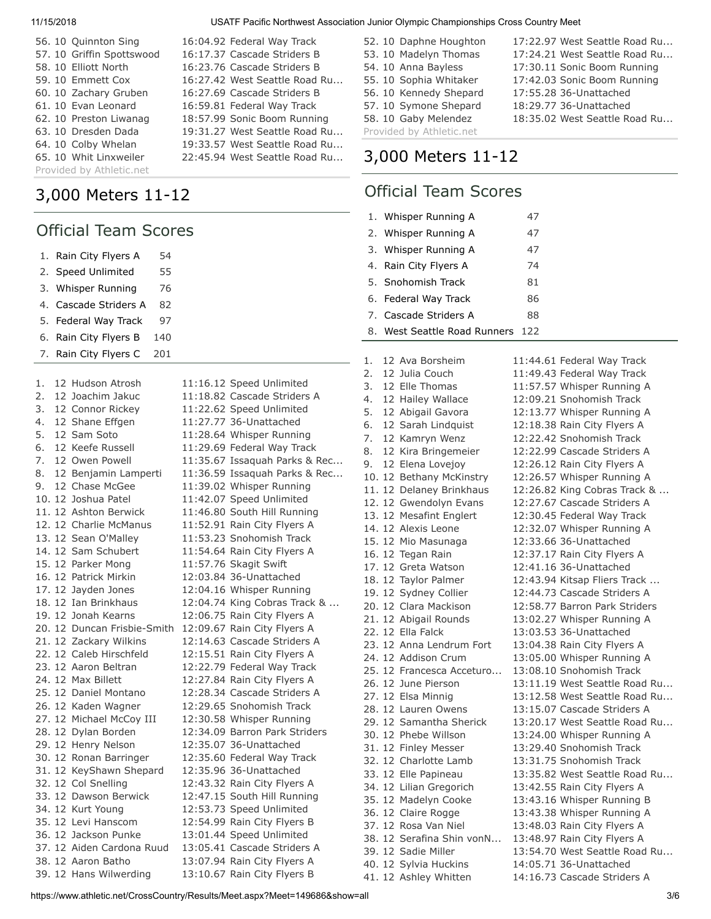| Place | Grade | Name | Time | Team |
|---|---|---|---|---|
| 56. | 10 | Quinnton Sing | 16:04.92 | Federal Way Track |
| 57. | 10 | Griffin Spottswood | 16:17.37 | Cascade Striders B |
| 58. | 10 | Elliott North | 16:23.76 | Cascade Striders B |
| 59. | 10 | Emmett Cox | 16:27.42 | West Seattle Road Ru... |
| 60. | 10 | Zachary Gruben | 16:27.69 | Cascade Striders B |
| 61. | 10 | Evan Leonard | 16:59.81 | Federal Way Track |
| 62. | 10 | Preston Liwanag | 18:57.99 | Sonic Boom Running |
| 63. | 10 | Dresden Dada | 19:31.27 | West Seattle Road Ru... |
| 64. | 10 | Colby Whelan | 19:33.57 | West Seattle Road Ru... |
| 65. | 10 | Whit Linxweiler | 22:45.94 | West Seattle Road Ru... |

Provided by Athletic.net

# 3,000 Meters 11-12

## Official Team Scores

| Place | Team | Score |
|---|---|---|
| 1. | Rain City Flyers A | 54 |
| 2. | Speed Unlimited | 55 |
| 3. | Whisper Running | 76 |
| 4. | Cascade Striders A | 82 |
| 5. | Federal Way Track | 97 |
| 6. | Rain City Flyers B | 140 |
| 7. | Rain City Flyers C | 201 |

| Place | Grade | Name | Time | Team |
|---|---|---|---|---|
| 1. | 12 | Hudson Atrosh | 11:16.12 | Speed Unlimited |
| 2. | 12 | Joachim Jakuc | 11:18.82 | Cascade Striders A |
| 3. | 12 | Connor Rickey | 11:22.62 | Speed Unlimited |
| 4. | 12 | Shane Effgen | 11:27.77 | 36-Unattached |
| 5. | 12 | Sam Soto | 11:28.64 | Whisper Running |
| 6. | 12 | Keefe Russell | 11:29.69 | Federal Way Track |
| 7. | 12 | Owen Powell | 11:35.67 | Issaquah Parks & Rec... |
| 8. | 12 | Benjamin Lamperti | 11:36.59 | Issaquah Parks & Rec... |
| 9. | 12 | Chase McGee | 11:39.02 | Whisper Running |
| 10. | 12 | Joshua Patel | 11:42.07 | Speed Unlimited |
| 11. | 12 | Ashton Berwick | 11:46.80 | South Hill Running |
| 12. | 12 | Charlie McManus | 11:52.91 | Rain City Flyers A |
| 13. | 12 | Sean O'Malley | 11:53.23 | Snohomish Track |
| 14. | 12 | Sam Schubert | 11:54.64 | Rain City Flyers A |
| 15. | 12 | Parker Mong | 11:57.76 | Skagit Swift |
| 16. | 12 | Patrick Mirkin | 12:03.84 | 36-Unattached |
| 17. | 12 | Jayden Jones | 12:04.16 | Whisper Running |
| 18. | 12 | Ian Brinkhaus | 12:04.74 | King Cobras Track & ... |
| 19. | 12 | Jonah Kearns | 12:06.75 | Rain City Flyers A |
| 20. | 12 | Duncan Frisbie-Smith | 12:09.67 | Rain City Flyers A |
| 21. | 12 | Zackary Wilkins | 12:14.63 | Cascade Striders A |
| 22. | 12 | Caleb Hirschfeld | 12:15.51 | Rain City Flyers A |
| 23. | 12 | Aaron Beltran | 12:22.79 | Federal Way Track |
| 24. | 12 | Max Billett | 12:27.84 | Rain City Flyers A |
| 25. | 12 | Daniel Montano | 12:28.34 | Cascade Striders A |
| 26. | 12 | Kaden Wagner | 12:29.65 | Snohomish Track |
| 27. | 12 | Michael McCoy III | 12:30.58 | Whisper Running |
| 28. | 12 | Dylan Borden | 12:34.09 | Barron Park Striders |
| 29. | 12 | Henry Nelson | 12:35.07 | 36-Unattached |
| 30. | 12 | Ronan Barringer | 12:35.60 | Federal Way Track |
| 31. | 12 | KeyShawn Shepard | 12:35.96 | 36-Unattached |
| 32. | 12 | Col Snelling | 12:43.32 | Rain City Flyers A |
| 33. | 12 | Dawson Berwick | 12:47.15 | South Hill Running |
| 34. | 12 | Kurt Young | 12:53.73 | Speed Unlimited |
| 35. | 12 | Levi Hanscom | 12:54.99 | Rain City Flyers B |
| 36. | 12 | Jackson Punke | 13:01.44 | Speed Unlimited |
| 37. | 12 | Aiden Cardona Ruud | 13:05.41 | Cascade Striders A |
| 38. | 12 | Aaron Batho | 13:07.94 | Rain City Flyers A |
| 39. | 12 | Hans Wilwerding | 13:10.67 | Rain City Flyers B |

| Place | Grade | Name | Time | Team |
|---|---|---|---|---|
| 52. | 10 | Daphne Houghton | 17:22.97 | West Seattle Road Ru... |
| 53. | 10 | Madelyn Thomas | 17:24.21 | West Seattle Road Ru... |
| 54. | 10 | Anna Bayless | 17:30.11 | Sonic Boom Running |
| 55. | 10 | Sophia Whitaker | 17:42.03 | Sonic Boom Running |
| 56. | 10 | Kennedy Shepard | 17:55.28 | 36-Unattached |
| 57. | 10 | Symone Shepard | 18:29.77 | 36-Unattached |
| 58. | 10 | Gaby Melendez | 18:35.02 | West Seattle Road Ru... |

Provided by Athletic.net

# 3,000 Meters 11-12

## Official Team Scores

| Place | Team | Score |
|---|---|---|
| 1. | Whisper Running A | 47 |
| 2. | Whisper Running A | 47 |
| 3. | Whisper Running A | 47 |
| 4. | Rain City Flyers A | 74 |
| 5. | Snohomish Track | 81 |
| 6. | Federal Way Track | 86 |
| 7. | Cascade Striders A | 88 |
| 8. | West Seattle Road Runners | 122 |

| Place | Grade | Name | Time | Team |
|---|---|---|---|---|
| 1. | 12 | Ava Borsheim | 11:44.61 | Federal Way Track |
| 2. | 12 | Julia Couch | 11:49.43 | Federal Way Track |
| 3. | 12 | Elle Thomas | 11:57.57 | Whisper Running A |
| 4. | 12 | Hailey Wallace | 12:09.21 | Snohomish Track |
| 5. | 12 | Abigail Gavora | 12:13.77 | Whisper Running A |
| 6. | 12 | Sarah Lindquist | 12:18.38 | Rain City Flyers A |
| 7. | 12 | Kamryn Wenz | 12:22.42 | Snohomish Track |
| 8. | 12 | Kira Bringemeier | 12:22.99 | Cascade Striders A |
| 9. | 12 | Elena Lovejoy | 12:26.12 | Rain City Flyers A |
| 10. | 12 | Bethany McKinstry | 12:26.57 | Whisper Running A |
| 11. | 12 | Delaney Brinkhaus | 12:26.82 | King Cobras Track & ... |
| 12. | 12 | Gwendolyn Evans | 12:27.67 | Cascade Striders A |
| 13. | 12 | Mesafint Englert | 12:30.45 | Federal Way Track |
| 14. | 12 | Alexis Leone | 12:32.07 | Whisper Running A |
| 15. | 12 | Mio Masunaga | 12:33.66 | 36-Unattached |
| 16. | 12 | Tegan Rain | 12:37.17 | Rain City Flyers A |
| 17. | 12 | Greta Watson | 12:41.16 | 36-Unattached |
| 18. | 12 | Taylor Palmer | 12:43.94 | Kitsap Fliers Track ... |
| 19. | 12 | Sydney Collier | 12:44.73 | Cascade Striders A |
| 20. | 12 | Clara Mackison | 12:58.77 | Barron Park Striders |
| 21. | 12 | Abigail Rounds | 13:02.27 | Whisper Running A |
| 22. | 12 | Ella Falck | 13:03.53 | 36-Unattached |
| 23. | 12 | Anna Lendrum Fort | 13:04.38 | Rain City Flyers A |
| 24. | 12 | Addison Crum | 13:05.00 | Whisper Running A |
| 25. | 12 | Francesca Acceturo... | 13:08.10 | Snohomish Track |
| 26. | 12 | June Pierson | 13:11.19 | West Seattle Road Ru... |
| 27. | 12 | Elsa Minnig | 13:12.58 | West Seattle Road Ru... |
| 28. | 12 | Lauren Owens | 13:15.07 | Cascade Striders A |
| 29. | 12 | Samantha Sherick | 13:20.17 | West Seattle Road Ru... |
| 30. | 12 | Phebe Willson | 13:24.00 | Whisper Running A |
| 31. | 12 | Finley Messer | 13:29.40 | Snohomish Track |
| 32. | 12 | Charlotte Lamb | 13:31.75 | Snohomish Track |
| 33. | 12 | Elle Papineau | 13:35.82 | West Seattle Road Ru... |
| 34. | 12 | Lilian Gregorich | 13:42.55 | Rain City Flyers A |
| 35. | 12 | Madelyn Cooke | 13:43.16 | Whisper Running B |
| 36. | 12 | Claire Rogge | 13:43.38 | Whisper Running A |
| 37. | 12 | Rosa Van Niel | 13:48.03 | Rain City Flyers A |
| 38. | 12 | Serafina Shin vonN... | 13:48.97 | Rain City Flyers A |
| 39. | 12 | Sadie Miller | 13:54.70 | West Seattle Road Ru... |
| 40. | 12 | Sylvia Huckins | 14:05.71 | 36-Unattached |
| 41. | 12 | Ashley Whitten | 14:16.73 | Cascade Striders A |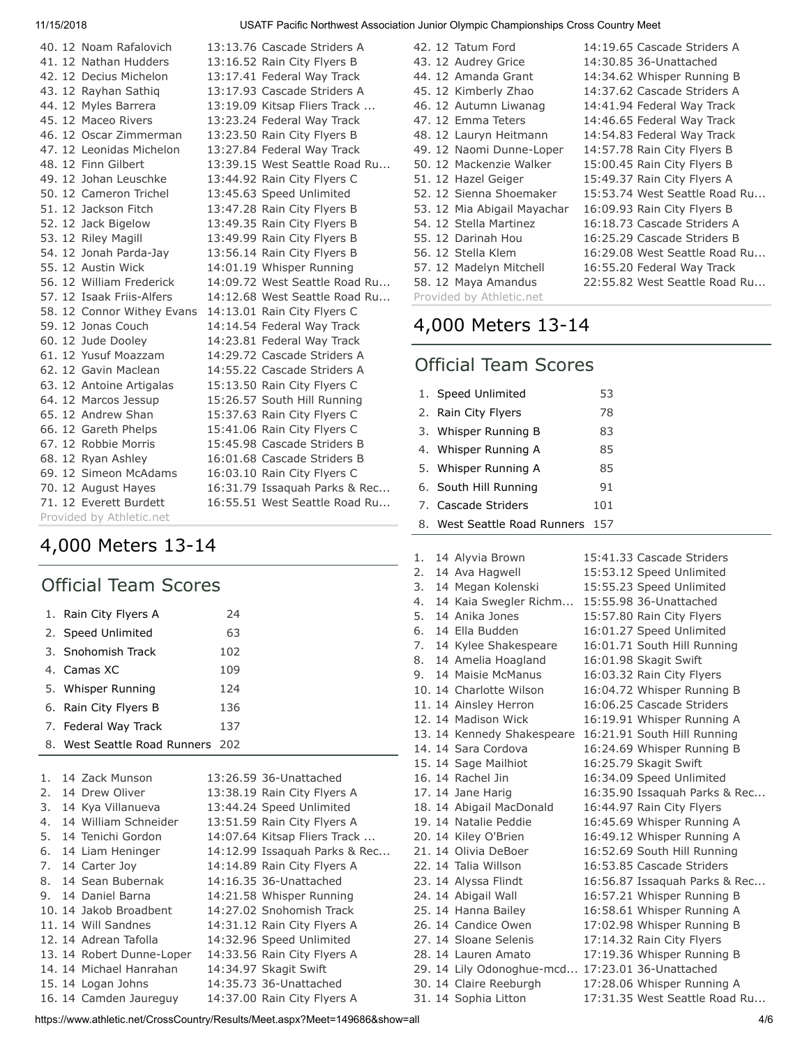| Place | Grade | Name | Time | Team |
|---|---|---|---|---|
| 40. | 12 | Noam Rafalovich | 13:13.76 | Cascade Striders A |
| 41. | 12 | Nathan Hudders | 13:16.52 | Rain City Flyers B |
| 42. | 12 | Decius Michelon | 13:17.41 | Federal Way Track |
| 43. | 12 | Rayhan Sathiq | 13:17.93 | Cascade Striders A |
| 44. | 12 | Myles Barrera | 13:19.09 | Kitsap Fliers Track ... |
| 45. | 12 | Maceo Rivers | 13:23.24 | Federal Way Track |
| 46. | 12 | Oscar Zimmerman | 13:23.50 | Rain City Flyers B |
| 47. | 12 | Leonidas Michelon | 13:27.84 | Federal Way Track |
| 48. | 12 | Finn Gilbert | 13:39.15 | West Seattle Road Ru... |
| 49. | 12 | Johan Leuschke | 13:44.92 | Rain City Flyers C |
| 50. | 12 | Cameron Trichel | 13:45.63 | Speed Unlimited |
| 51. | 12 | Jackson Fitch | 13:47.28 | Rain City Flyers B |
| 52. | 12 | Jack Bigelow | 13:49.35 | Rain City Flyers B |
| 53. | 12 | Riley Magill | 13:49.99 | Rain City Flyers B |
| 54. | 12 | Jonah Parda-Jay | 13:56.14 | Rain City Flyers B |
| 55. | 12 | Austin Wick | 14:01.19 | Whisper Running |
| 56. | 12 | William Frederick | 14:09.72 | West Seattle Road Ru... |
| 57. | 12 | Isaak Friis-Alfers | 14:12.68 | West Seattle Road Ru... |
| 58. | 12 | Connor Withey Evans | 14:13.01 | Rain City Flyers C |
| 59. | 12 | Jonas Couch | 14:14.54 | Federal Way Track |
| 60. | 12 | Jude Dooley | 14:23.81 | Federal Way Track |
| 61. | 12 | Yusuf Moazzam | 14:29.72 | Cascade Striders A |
| 62. | 12 | Gavin Maclean | 14:55.22 | Cascade Striders A |
| 63. | 12 | Antoine Artigalas | 15:13.50 | Rain City Flyers C |
| 64. | 12 | Marcos Jessup | 15:26.57 | South Hill Running |
| 65. | 12 | Andrew Shan | 15:37.63 | Rain City Flyers C |
| 66. | 12 | Gareth Phelps | 15:41.06 | Rain City Flyers C |
| 67. | 12 | Robbie Morris | 15:45.98 | Cascade Striders B |
| 68. | 12 | Ryan Ashley | 16:01.68 | Cascade Striders B |
| 69. | 12 | Simeon McAdams | 16:03.10 | Rain City Flyers C |
| 70. | 12 | August Hayes | 16:31.79 | Issaquah Parks & Rec... |
| 71. | 12 | Everett Burdett | 16:55.51 | West Seattle Road Ru... |

Provided by Athletic.net

## 4,000 Meters 13-14

### Official Team Scores

| Place | Team | Score |
|---|---|---|
| 1. | Rain City Flyers A | 24 |
| 2. | Speed Unlimited | 63 |
| 3. | Snohomish Track | 102 |
| 4. | Camas XC | 109 |
| 5. | Whisper Running | 124 |
| 6. | Rain City Flyers B | 136 |
| 7. | Federal Way Track | 137 |
| 8. | West Seattle Road Runners | 202 |

| Place | Grade | Name | Time | Team |
|---|---|---|---|---|
| 1. | 14 | Zack Munson | 13:26.59 | 36-Unattached |
| 2. | 14 | Drew Oliver | 13:38.19 | Rain City Flyers A |
| 3. | 14 | Kya Villanueva | 13:44.24 | Speed Unlimited |
| 4. | 14 | William Schneider | 13:51.59 | Rain City Flyers A |
| 5. | 14 | Tenichi Gordon | 14:07.64 | Kitsap Fliers Track ... |
| 6. | 14 | Liam Heninger | 14:12.99 | Issaquah Parks & Rec... |
| 7. | 14 | Carter Joy | 14:14.89 | Rain City Flyers A |
| 8. | 14 | Sean Bubernak | 14:16.35 | 36-Unattached |
| 9. | 14 | Daniel Barna | 14:21.58 | Whisper Running |
| 10. | 14 | Jakob Broadbent | 14:27.02 | Snohomish Track |
| 11. | 14 | Will Sandnes | 14:31.12 | Rain City Flyers A |
| 12. | 14 | Adrean Tafolla | 14:32.96 | Speed Unlimited |
| 13. | 14 | Robert Dunne-Loper | 14:33.56 | Rain City Flyers A |
| 14. | 14 | Michael Hanrahan | 14:34.97 | Skagit Swift |
| 15. | 14 | Logan Johns | 14:35.73 | 36-Unattached |
| 16. | 14 | Camden Jaureguy | 14:37.00 | Rain City Flyers A |

| Place | Grade | Name | Time | Team |
|---|---|---|---|---|
| 42. | 12 | Tatum Ford | 14:19.65 | Cascade Striders A |
| 43. | 12 | Audrey Grice | 14:30.85 | 36-Unattached |
| 44. | 12 | Amanda Grant | 14:34.62 | Whisper Running B |
| 45. | 12 | Kimberly Zhao | 14:37.62 | Cascade Striders A |
| 46. | 12 | Autumn Liwanag | 14:41.94 | Federal Way Track |
| 47. | 12 | Emma Teters | 14:46.65 | Federal Way Track |
| 48. | 12 | Lauryn Heitmann | 14:54.83 | Federal Way Track |
| 49. | 12 | Naomi Dunne-Loper | 14:57.78 | Rain City Flyers B |
| 50. | 12 | Mackenzie Walker | 15:00.45 | Rain City Flyers B |
| 51. | 12 | Hazel Geiger | 15:49.37 | Rain City Flyers A |
| 52. | 12 | Sienna Shoemaker | 15:53.74 | West Seattle Road Ru... |
| 53. | 12 | Mia Abigail Mayachar | 16:09.93 | Rain City Flyers B |
| 54. | 12 | Stella Martinez | 16:18.73 | Cascade Striders A |
| 55. | 12 | Darinah Hou | 16:25.29 | Cascade Striders B |
| 56. | 12 | Stella Klem | 16:29.08 | West Seattle Road Ru... |
| 57. | 12 | Madelyn Mitchell | 16:55.20 | Federal Way Track |
| 58. | 12 | Maya Amandus | 22:55.82 | West Seattle Road Ru... |

Provided by Athletic.net

## 4,000 Meters 13-14

### Official Team Scores

| Place | Team | Score |
|---|---|---|
| 1. | Speed Unlimited | 53 |
| 2. | Rain City Flyers | 78 |
| 3. | Whisper Running B | 83 |
| 4. | Whisper Running A | 85 |
| 5. | Whisper Running A | 85 |
| 6. | South Hill Running | 91 |
| 7. | Cascade Striders | 101 |
| 8. | West Seattle Road Runners | 157 |

| Place | Grade | Name | Time | Team |
|---|---|---|---|---|
| 1. | 14 | Alyvia Brown | 15:41.33 | Cascade Striders |
| 2. | 14 | Ava Hagwell | 15:53.12 | Speed Unlimited |
| 3. | 14 | Megan Kolenski | 15:55.23 | Speed Unlimited |
| 4. | 14 | Kaia Swegler Richm... | 15:55.98 | 36-Unattached |
| 5. | 14 | Anika Jones | 15:57.80 | Rain City Flyers |
| 6. | 14 | Ella Budden | 16:01.27 | Speed Unlimited |
| 7. | 14 | Kylee Shakespeare | 16:01.71 | South Hill Running |
| 8. | 14 | Amelia Hoagland | 16:01.98 | Skagit Swift |
| 9. | 14 | Maisie McManus | 16:03.32 | Rain City Flyers |
| 10. | 14 | Charlotte Wilson | 16:04.72 | Whisper Running B |
| 11. | 14 | Ainsley Herron | 16:06.25 | Cascade Striders |
| 12. | 14 | Madison Wick | 16:19.91 | Whisper Running A |
| 13. | 14 | Kennedy Shakespeare | 16:21.91 | South Hill Running |
| 14. | 14 | Sara Cordova | 16:24.69 | Whisper Running B |
| 15. | 14 | Sage Mailhiot | 16:25.79 | Skagit Swift |
| 16. | 14 | Rachel Jin | 16:34.09 | Speed Unlimited |
| 17. | 14 | Jane Harig | 16:35.90 | Issaquah Parks & Rec... |
| 18. | 14 | Abigail MacDonald | 16:44.97 | Rain City Flyers |
| 19. | 14 | Natalie Peddie | 16:45.69 | Whisper Running A |
| 20. | 14 | Kiley O'Brien | 16:49.12 | Whisper Running A |
| 21. | 14 | Olivia DeBoer | 16:52.69 | South Hill Running |
| 22. | 14 | Talia Willson | 16:53.85 | Cascade Striders |
| 23. | 14 | Alyssa Flindt | 16:56.87 | Issaquah Parks & Rec... |
| 24. | 14 | Abigail Wall | 16:57.21 | Whisper Running B |
| 25. | 14 | Hanna Bailey | 16:58.61 | Whisper Running A |
| 26. | 14 | Candice Owen | 17:02.98 | Whisper Running B |
| 27. | 14 | Sloane Selenis | 17:14.32 | Rain City Flyers |
| 28. | 14 | Lauren Amato | 17:19.36 | Whisper Running B |
| 29. | 14 | Lily Odonoghue-mcd... | 17:23.01 | 36-Unattached |
| 30. | 14 | Claire Reeburgh | 17:28.06 | Whisper Running A |
| 31. | 14 | Sophia Litton | 17:31.35 | West Seattle Road Ru... |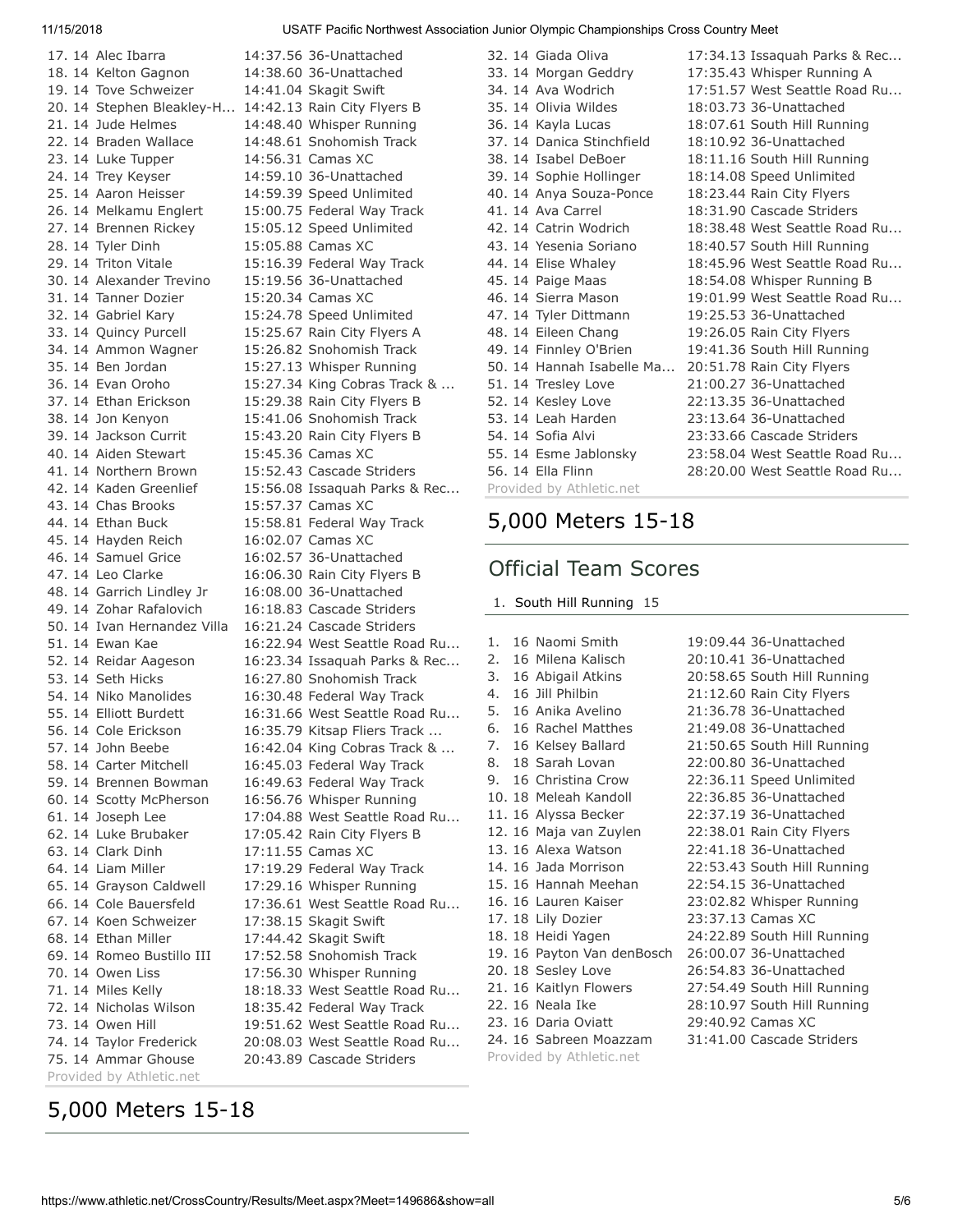17. 14 Alec Ibarra 14:37.56 36-Unattached
18. 14 Kelton Gagnon 14:38.60 36-Unattached
19. 14 Tove Schweizer 14:41.04 Skagit Swift
20. 14 Stephen Bleakley-H... 14:42.13 Rain City Flyers B
21. 14 Jude Helmes 14:48.40 Whisper Running
22. 14 Braden Wallace 14:48.61 Snohomish Track
23. 14 Luke Tupper 14:56.31 Camas XC
24. 14 Trey Keyser 14:59.10 36-Unattached
25. 14 Aaron Heisser 14:59.39 Speed Unlimited
26. 14 Melkamu Englert 15:00.75 Federal Way Track
27. 14 Brennen Rickey 15:05.12 Speed Unlimited
28. 14 Tyler Dinh 15:05.88 Camas XC
29. 14 Triton Vitale 15:16.39 Federal Way Track
30. 14 Alexander Trevino 15:19.56 36-Unattached
31. 14 Tanner Dozier 15:20.34 Camas XC
32. 14 Gabriel Kary 15:24.78 Speed Unlimited
33. 14 Quincy Purcell 15:25.67 Rain City Flyers A
34. 14 Ammon Wagner 15:26.82 Snohomish Track
35. 14 Ben Jordan 15:27.13 Whisper Running
36. 14 Evan Oroho 15:27.34 King Cobras Track & ...
37. 14 Ethan Erickson 15:29.38 Rain City Flyers B
38. 14 Jon Kenyon 15:41.06 Snohomish Track
39. 14 Jackson Currit 15:43.20 Rain City Flyers B
40. 14 Aiden Stewart 15:45.36 Camas XC
41. 14 Northern Brown 15:52.43 Cascade Striders
42. 14 Kaden Greenlief 15:56.08 Issaquah Parks & Rec...
43. 14 Chas Brooks 15:57.37 Camas XC
44. 14 Ethan Buck 15:58.81 Federal Way Track
45. 14 Hayden Reich 16:02.07 Camas XC
46. 14 Samuel Grice 16:02.57 36-Unattached
47. 14 Leo Clarke 16:06.30 Rain City Flyers B
48. 14 Garrich Lindley Jr 16:08.00 36-Unattached
49. 14 Zohar Rafalovich 16:18.83 Cascade Striders
50. 14 Ivan Hernandez Villa 16:21.24 Cascade Striders
51. 14 Ewan Kae 16:22.94 West Seattle Road Ru...
52. 14 Reidar Aageson 16:23.34 Issaquah Parks & Rec...
53. 14 Seth Hicks 16:27.80 Snohomish Track
54. 14 Niko Manolides 16:30.48 Federal Way Track
55. 14 Elliott Burdett 16:31.66 West Seattle Road Ru...
56. 14 Cole Erickson 16:35.79 Kitsap Fliers Track ...
57. 14 John Beebe 16:42.04 King Cobras Track & ...
58. 14 Carter Mitchell 16:45.03 Federal Way Track
59. 14 Brennen Bowman 16:49.63 Federal Way Track
60. 14 Scotty McPherson 16:56.76 Whisper Running
61. 14 Joseph Lee 17:04.88 West Seattle Road Ru...
62. 14 Luke Brubaker 17:05.42 Rain City Flyers B
63. 14 Clark Dinh 17:11.55 Camas XC
64. 14 Liam Miller 17:19.29 Federal Way Track
65. 14 Grayson Caldwell 17:29.16 Whisper Running
66. 14 Cole Bauersfeld 17:36.61 West Seattle Road Ru...
67. 14 Koen Schweizer 17:38.15 Skagit Swift
68. 14 Ethan Miller 17:44.42 Skagit Swift
69. 14 Romeo Bustillo III 17:52.58 Snohomish Track
70. 14 Owen Liss 17:56.30 Whisper Running
71. 14 Miles Kelly 18:18.33 West Seattle Road Ru...
72. 14 Nicholas Wilson 18:35.42 Federal Way Track
73. 14 Owen Hill 19:51.62 West Seattle Road Ru...
74. 14 Taylor Frederick 20:08.03 West Seattle Road Ru...
75. 14 Ammar Ghouse 20:43.89 Cascade Striders

Provided by Athletic.net

## 5,000 Meters 15-18

32. 14 Giada Oliva 17:34.13 Issaquah Parks & Rec...
33. 14 Morgan Geddry 17:35.43 Whisper Running A
34. 14 Ava Wodrich 17:51.57 West Seattle Road Ru...
35. 14 Olivia Wildes 18:03.73 36-Unattached
36. 14 Kayla Lucas 18:07.61 South Hill Running
37. 14 Danica Stinchfield 18:10.92 36-Unattached
38. 14 Isabel DeBoer 18:11.16 South Hill Running
39. 14 Sophie Hollinger 18:14.08 Speed Unlimited
40. 14 Anya Souza-Ponce 18:23.44 Rain City Flyers
41. 14 Ava Carrel 18:31.90 Cascade Striders
42. 14 Catrin Wodrich 18:38.48 West Seattle Road Ru...
43. 14 Yesenia Soriano 18:40.57 South Hill Running
44. 14 Elise Whaley 18:45.96 West Seattle Road Ru...
45. 14 Paige Maas 18:54.08 Whisper Running B
46. 14 Sierra Mason 19:01.99 West Seattle Road Ru...
47. 14 Tyler Dittmann 19:25.53 36-Unattached
48. 14 Eileen Chang 19:26.05 Rain City Flyers
49. 14 Finnley O'Brien 19:41.36 South Hill Running
50. 14 Hannah Isabelle Ma... 20:51.78 Rain City Flyers
51. 14 Tresley Love 21:00.27 36-Unattached
52. 14 Kesley Love 22:13.35 36-Unattached
53. 14 Leah Harden 23:13.64 36-Unattached
54. 14 Sofia Alvi 23:33.66 Cascade Striders
55. 14 Esme Jablonsky 23:58.04 West Seattle Road Ru...
56. 14 Ella Flinn 28:20.00 West Seattle Road Ru...

Provided by Athletic.net

## 5,000 Meters 15-18

## Official Team Scores

1. South Hill Running 15

1. 16 Naomi Smith 19:09.44 36-Unattached
2. 16 Milena Kalisch 20:10.41 36-Unattached
3. 16 Abigail Atkins 20:58.65 South Hill Running
4. 16 Jill Philbin 21:12.60 Rain City Flyers
5. 16 Anika Avelino 21:36.78 36-Unattached
6. 16 Rachel Matthes 21:49.08 36-Unattached
7. 16 Kelsey Ballard 21:50.65 South Hill Running
8. 18 Sarah Lovan 22:00.80 36-Unattached
9. 16 Christina Crow 22:36.11 Speed Unlimited
10. 18 Meleah Kandoll 22:36.85 36-Unattached
11. 16 Alyssa Becker 22:37.19 36-Unattached
12. 16 Maja van Zuylen 22:38.01 Rain City Flyers
13. 16 Alexa Watson 22:41.18 36-Unattached
14. 16 Jada Morrison 22:53.43 South Hill Running
15. 16 Hannah Meehan 22:54.15 36-Unattached
16. 16 Lauren Kaiser 23:02.82 Whisper Running
17. 18 Lily Dozier 23:37.13 Camas XC
18. 18 Heidi Yagen 24:22.89 South Hill Running
19. 16 Payton Van denBosch 26:00.07 36-Unattached
20. 18 Sesley Love 26:54.83 36-Unattached
21. 16 Kaitlyn Flowers 27:54.49 South Hill Running
22. 16 Neala Ike 28:10.97 South Hill Running
23. 16 Daria Oviatt 29:40.92 Camas XC
24. 16 Sabreen Moazzam 31:41.00 Cascade Striders

Provided by Athletic.net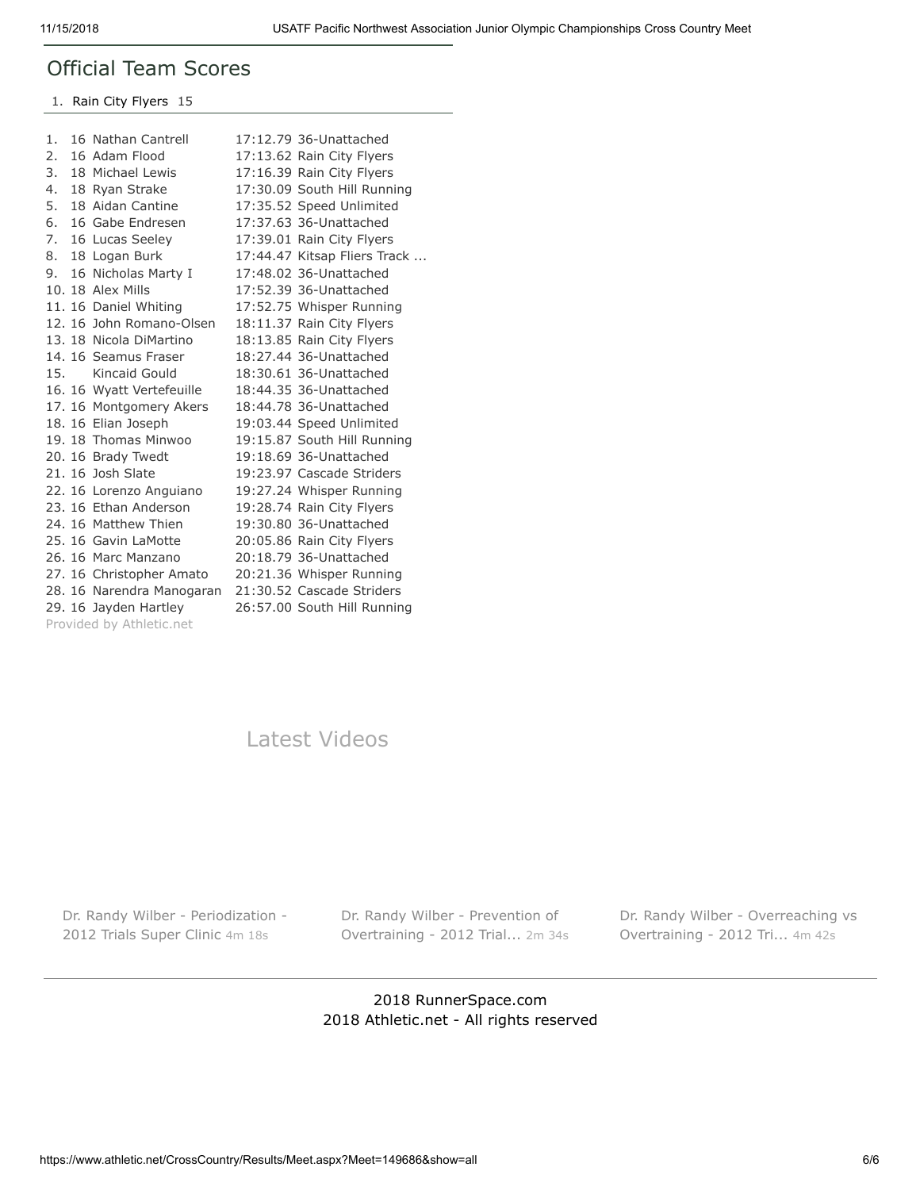## Official Team Scores

1. Rain City Flyers 15

| | | | | |
|---|---|---|---|---|
| 1. | 16 | Nathan Cantrell | 17:12.79 | 36-Unattached |
| 2. | 16 | Adam Flood | 17:13.62 | Rain City Flyers |
| 3. | 18 | Michael Lewis | 17:16.39 | Rain City Flyers |
| 4. | 18 | Ryan Strake | 17:30.09 | South Hill Running |
| 5. | 18 | Aidan Cantine | 17:35.52 | Speed Unlimited |
| 6. | 16 | Gabe Endresen | 17:37.63 | 36-Unattached |
| 7. | 16 | Lucas Seeley | 17:39.01 | Rain City Flyers |
| 8. | 18 | Logan Burk | 17:44.47 | Kitsap Fliers Track ... |
| 9. | 16 | Nicholas Marty I | 17:48.02 | 36-Unattached |
| 10. | 18 | Alex Mills | 17:52.39 | 36-Unattached |
| 11. | 16 | Daniel Whiting | 17:52.75 | Whisper Running |
| 12. | 16 | John Romano-Olsen | 18:11.37 | Rain City Flyers |
| 13. | 18 | Nicola DiMartino | 18:13.85 | Rain City Flyers |
| 14. | 16 | Seamus Fraser | 18:27.44 | 36-Unattached |
| 15. | | Kincaid Gould | 18:30.61 | 36-Unattached |
| 16. | 16 | Wyatt Vertefeuille | 18:44.35 | 36-Unattached |
| 17. | 16 | Montgomery Akers | 18:44.78 | 36-Unattached |
| 18. | 16 | Elian Joseph | 19:03.44 | Speed Unlimited |
| 19. | 18 | Thomas Minwoo | 19:15.87 | South Hill Running |
| 20. | 16 | Brady Twedt | 19:18.69 | 36-Unattached |
| 21. | 16 | Josh Slate | 19:23.97 | Cascade Striders |
| 22. | 16 | Lorenzo Anguiano | 19:27.24 | Whisper Running |
| 23. | 16 | Ethan Anderson | 19:28.74 | Rain City Flyers |
| 24. | 16 | Matthew Thien | 19:30.80 | 36-Unattached |
| 25. | 16 | Gavin LaMotte | 20:05.86 | Rain City Flyers |
| 26. | 16 | Marc Manzano | 20:18.79 | 36-Unattached |
| 27. | 16 | Christopher Amato | 20:21.36 | Whisper Running |
| 28. | 16 | Narendra Manogaran | 21:30.52 | Cascade Striders |
| 29. | 16 | Jayden Hartley | 26:57.00 | South Hill Running |

Provided by Athletic.net

## Latest Videos

Dr. Randy Wilber - Periodization - 2012 Trials Super Clinic 4m 18s

Dr. Randy Wilber - Prevention of Overtraining - 2012 Trial... 2m 34s

Dr. Randy Wilber - Overreaching vs Overtraining - 2012 Tri... 4m 42s

2018 RunnerSpace.com
2018 Athletic.net - All rights reserved